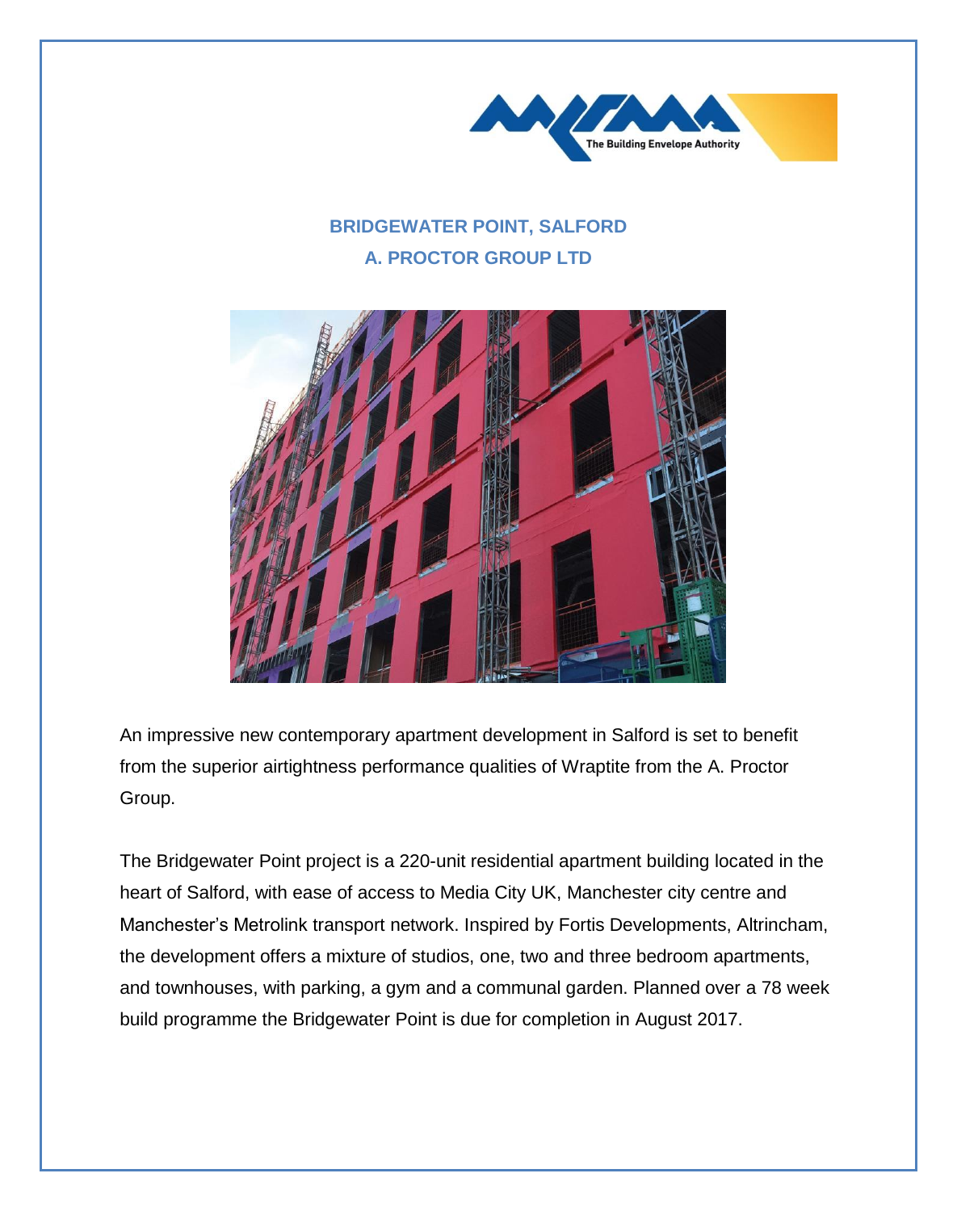# BRIDGEWATER POINT, SALFORD
## A. PROCTOR GROUP LTD

An impressive new contemporary apartment development in Salford is set to benefit from the superior airtightness performance qualities of Wraptite from the A. Proctor Group.

The Bridgewater Point project is a 220-unit residential apartment building located in the heart of Salford, with ease of access to Media City UK, Manchester city centre and Manchester's Metrolink transport network. Inspired by Fortis Developments, Altrincham, the development offers a mixture of studios, one, two and three bedroom apartments, and townhouses, with parking, a gym and a communal garden. Planned over a 78 week build programme the Bridgewater Point is due for completion in August 2017.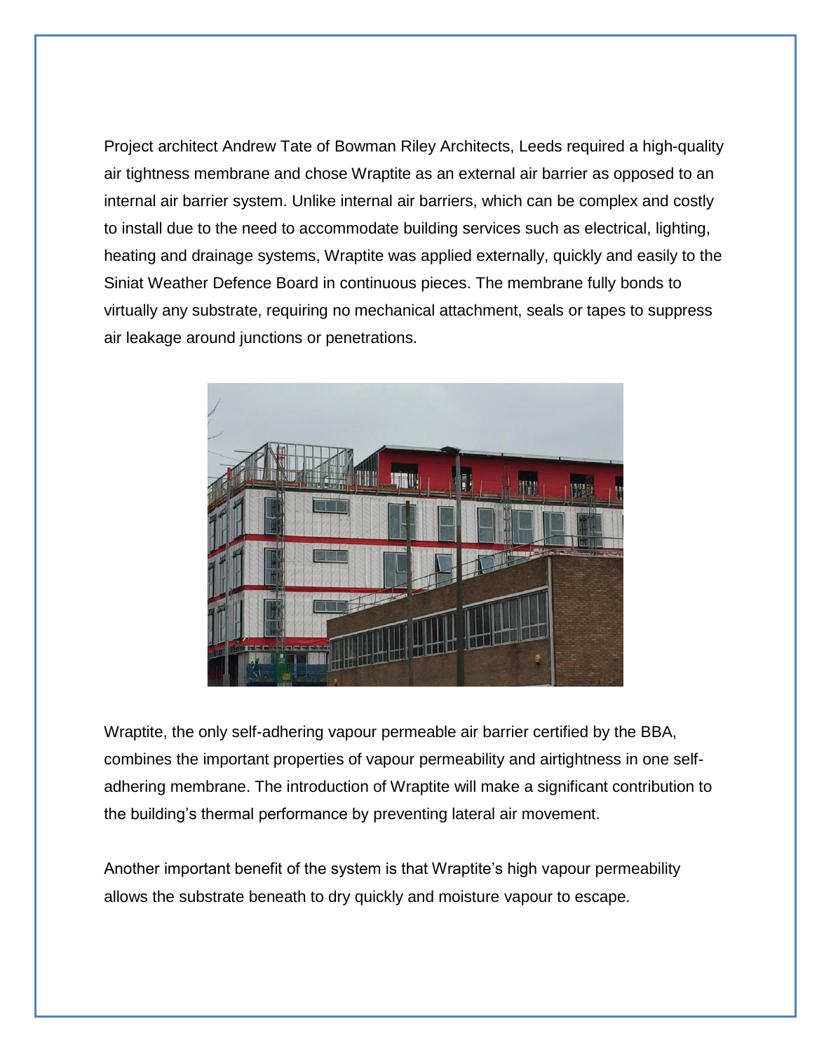Project architect Andrew Tate of Bowman Riley Architects, Leeds required a high-quality air tightness membrane and chose Wraptite as an external air barrier as opposed to an internal air barrier system. Unlike internal air barriers, which can be complex and costly to install due to the need to accommodate building services such as electrical, lighting, heating and drainage systems, Wraptite was applied externally, quickly and easily to the Siniat Weather Defence Board in continuous pieces. The membrane fully bonds to virtually any substrate, requiring no mechanical attachment, seals or tapes to suppress air leakage around junctions or penetrations.

Wraptite, the only self-adhering vapour permeable air barrier certified by the BBA, combines the important properties of vapour permeability and airtightness in one self-adhering membrane. The introduction of Wraptite will make a significant contribution to the building's thermal performance by preventing lateral air movement.

Another important benefit of the system is that Wraptite's high vapour permeability allows the substrate beneath to dry quickly and moisture vapour to escape.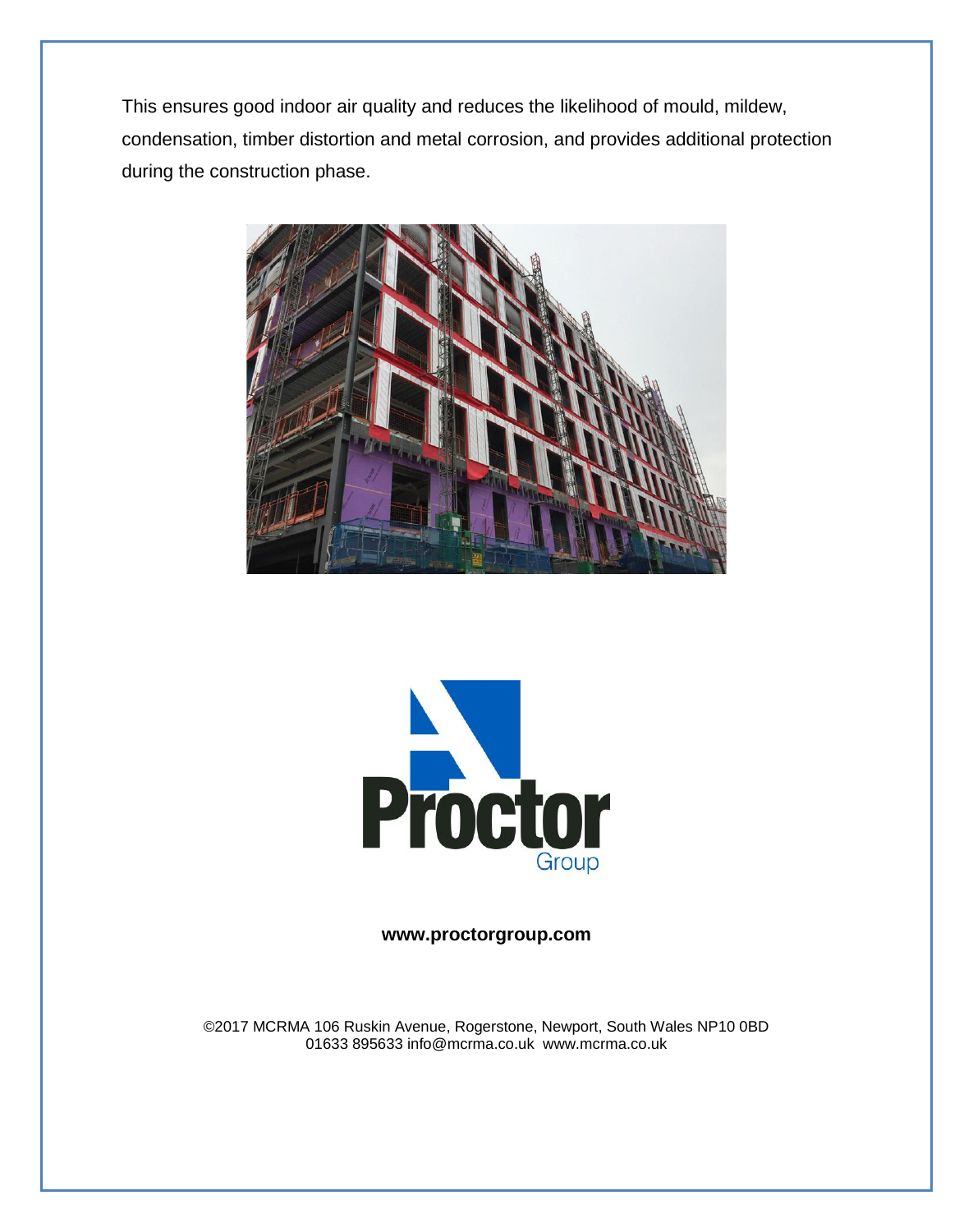This ensures good indoor air quality and reduces the likelihood of mould, mildew, condensation, timber distortion and metal corrosion, and provides additional protection during the construction phase.

**www.proctorgroup.com**

©2017 MCRMA 106 Ruskin Avenue, Rogerstone, Newport, South Wales NP10 0BD
01633 895633 info@mcrma.co.uk www.mcrma.co.uk